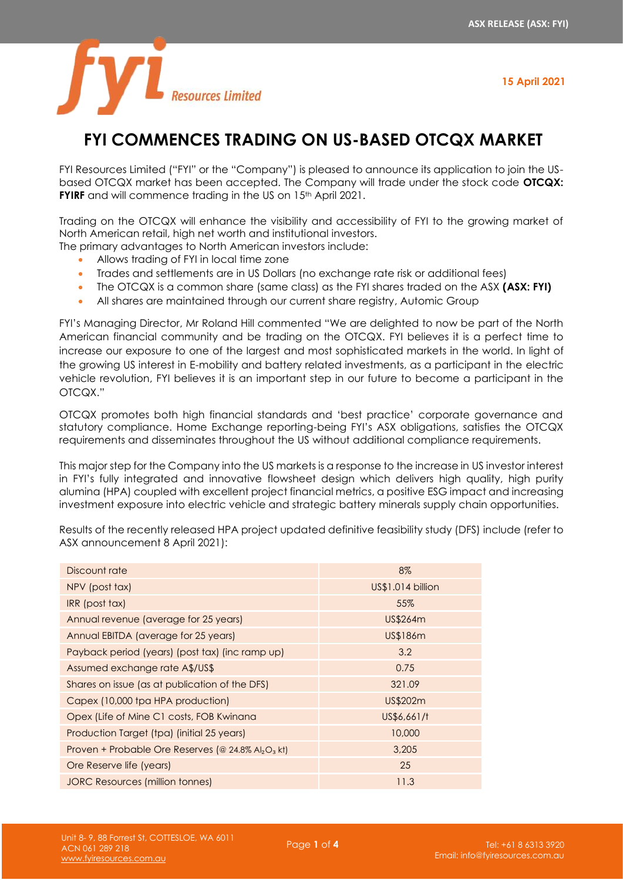# FYI COMMENCES TRADING ON US-BASED OTCQX MARKET

15 April 2021

FYI Resources Limited ("FYI" or the "Company") is pleased to announce its application to join the US-based OTCQX market has been accepted. The Company will trade under the stock code **OTCQX: FYIRF** and will commence trading in the US on 15th April 2021.

Trading on the OTCQX will enhance the visibility and accessibility of FYI to the growing market of North American retail, high net worth and institutional investors.
The primary advantages to North American investors include:

- Allows trading of FYI in local time zone
- Trades and settlements are in US Dollars (no exchange rate risk or additional fees)
- The OTCQX is a common share (same class) as the FYI shares traded on the ASX **(ASX: FYI)**
- All shares are maintained through our current share registry, Automic Group

FYI's Managing Director, Mr Roland Hill commented "We are delighted to now be part of the North American financial community and be trading on the OTCQX. FYI believes it is a perfect time to increase our exposure to one of the largest and most sophisticated markets in the world. In light of the growing US interest in E-mobility and battery related investments, as a participant in the electric vehicle revolution, FYI believes it is an important step in our future to become a participant in the OTCQX."

OTCQX promotes both high financial standards and 'best practice' corporate governance and statutory compliance. Home Exchange reporting-being FYI's ASX obligations, satisfies the OTCQX requirements and disseminates throughout the US without additional compliance requirements.

This major step for the Company into the US markets is a response to the increase in US investor interest in FYI's fully integrated and innovative flowsheet design which delivers high quality, high purity alumina (HPA) coupled with excellent project financial metrics, a positive ESG impact and increasing investment exposure into electric vehicle and strategic battery minerals supply chain opportunities.

Results of the recently released HPA project updated definitive feasibility study (DFS) include (refer to ASX announcement 8 April 2021):

| | |
|---|---|
| Discount rate | 8% |
| NPV (post tax) | US$1.014 billion |
| IRR (post tax) | 55% |
| Annual revenue (average for 25 years) | US$264m |
| Annual EBITDA (average for 25 years) | US$186m |
| Payback period (years) (post tax) (inc ramp up) | 3.2 |
| Assumed exchange rate A$/US$ | 0.75 |
| Shares on issue (as at publication of the DFS) | 321.09 |
| Capex (10,000 tpa HPA production) | US$202m |
| Opex (Life of Mine C1 costs, FOB Kwinana | US$6,661/t |
| Production Target (tpa) (initial 25 years) | 10,000 |
| Proven + Probable Ore Reserves (@ 24.8% $Al_2O_3$ kt) | 3,205 |
| Ore Reserve life (years) | 25 |
| JORC Resources (million tonnes) | 11.3 |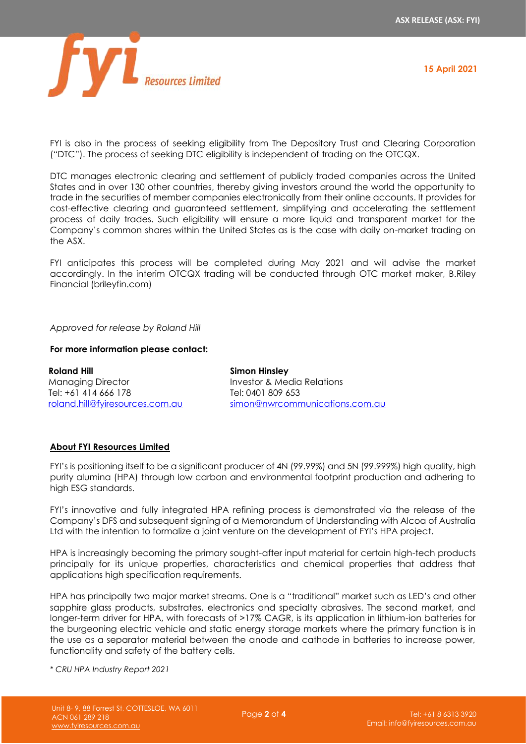FYI is also in the process of seeking eligibility from The Depository Trust and Clearing Corporation ("DTC"). The process of seeking DTC eligibility is independent of trading on the OTCQX.

DTC manages electronic clearing and settlement of publicly traded companies across the United States and in over 130 other countries, thereby giving investors around the world the opportunity to trade in the securities of member companies electronically from their online accounts. It provides for cost-effective clearing and guaranteed settlement, simplifying and accelerating the settlement process of daily trades. Such eligibility will ensure a more liquid and transparent market for the Company's common shares within the United States as is the case with daily on-market trading on the ASX.

FYI anticipates this process will be completed during May 2021 and will advise the market accordingly. In the interim OTCQX trading will be conducted through OTC market maker, B.Riley Financial (brileyfin.com)

*Approved for release by Roland Hill*

**For more information please contact:**

**Roland Hill**
Managing Director
Tel: +61 414 666 178
roland.hill@fyiresources.com.au

**Simon Hinsley**
Investor & Media Relations
Tel: 0401 809 653
simon@nwrcommunications.com.au

## About FYI Resources Limited

FYI's is positioning itself to be a significant producer of 4N (99.99%) and 5N (99.999%) high quality, high purity alumina (HPA) through low carbon and environmental footprint production and adhering to high ESG standards.

FYI's innovative and fully integrated HPA refining process is demonstrated via the release of the Company's DFS and subsequent signing of a Memorandum of Understanding with Alcoa of Australia Ltd with the intention to formalize a joint venture on the development of FYI's HPA project.

HPA is increasingly becoming the primary sought-after input material for certain high-tech products principally for its unique properties, characteristics and chemical properties that address that applications high specification requirements.

HPA has principally two major market streams. One is a "traditional" market such as LED's and other sapphire glass products, substrates, electronics and specialty abrasives. The second market, and longer-term driver for HPA, with forecasts of >17% CAGR, is its application in lithium-ion batteries for the burgeoning electric vehicle and static energy storage markets where the primary function is in the use as a separator material between the anode and cathode in batteries to increase power, functionality and safety of the battery cells.

*\* CRU HPA Industry Report 2021*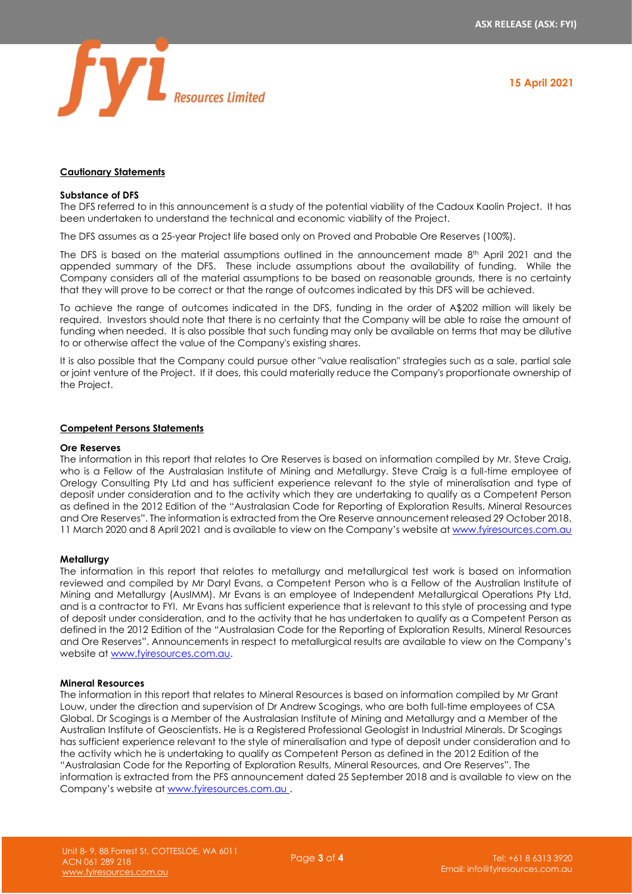## Cautionary Statements

### Substance of DFS

The DFS referred to in this announcement is a study of the potential viability of the Cadoux Kaolin Project. It has been undertaken to understand the technical and economic viability of the Project.

The DFS assumes as a 25-year Project life based only on Proved and Probable Ore Reserves (100%).

The DFS is based on the material assumptions outlined in the announcement made 8th April 2021 and the appended summary of the DFS. These include assumptions about the availability of funding. While the Company considers all of the material assumptions to be based on reasonable grounds, there is no certainty that they will prove to be correct or that the range of outcomes indicated by this DFS will be achieved.

To achieve the range of outcomes indicated in the DFS, funding in the order of A$202 million will likely be required. Investors should note that there is no certainty that the Company will be able to raise the amount of funding when needed. It is also possible that such funding may only be available on terms that may be dilutive to or otherwise affect the value of the Company's existing shares.

It is also possible that the Company could pursue other "value realisation" strategies such as a sale, partial sale or joint venture of the Project. If it does, this could materially reduce the Company's proportionate ownership of the Project.

## Competent Persons Statements

### Ore Reserves

The information in this report that relates to Ore Reserves is based on information compiled by Mr. Steve Craig, who is a Fellow of the Australasian Institute of Mining and Metallurgy. Steve Craig is a full-time employee of Orelogy Consulting Pty Ltd and has sufficient experience relevant to the style of mineralisation and type of deposit under consideration and to the activity which they are undertaking to qualify as a Competent Person as defined in the 2012 Edition of the "Australasian Code for Reporting of Exploration Results, Mineral Resources and Ore Reserves". The information is extracted from the Ore Reserve announcement released 29 October 2018, 11 March 2020 and 8 April 2021 and is available to view on the Company's website at www.fyiresources.com.au

### Metallurgy

The information in this report that relates to metallurgy and metallurgical test work is based on information reviewed and compiled by Mr Daryl Evans, a Competent Person who is a Fellow of the Australian Institute of Mining and Metallurgy (AusIMM). Mr Evans is an employee of Independent Metallurgical Operations Pty Ltd, and is a contractor to FYI. Mr Evans has sufficient experience that is relevant to this style of processing and type of deposit under consideration, and to the activity that he has undertaken to qualify as a Competent Person as defined in the 2012 Edition of the "Australasian Code for the Reporting of Exploration Results, Mineral Resources and Ore Reserves". Announcements in respect to metallurgical results are available to view on the Company's website at www.fyiresources.com.au.

### Mineral Resources

The information in this report that relates to Mineral Resources is based on information compiled by Mr Grant Louw, under the direction and supervision of Dr Andrew Scogings, who are both full-time employees of CSA Global. Dr Scogings is a Member of the Australasian Institute of Mining and Metallurgy and a Member of the Australian Institute of Geoscientists. He is a Registered Professional Geologist in Industrial Minerals. Dr Scogings has sufficient experience relevant to the style of mineralisation and type of deposit under consideration and to the activity which he is undertaking to qualify as Competent Person as defined in the 2012 Edition of the "Australasian Code for the Reporting of Exploration Results, Mineral Resources, and Ore Reserves". The information is extracted from the PFS announcement dated 25 September 2018 and is available to view on the Company's website at www.fyiresources.com.au .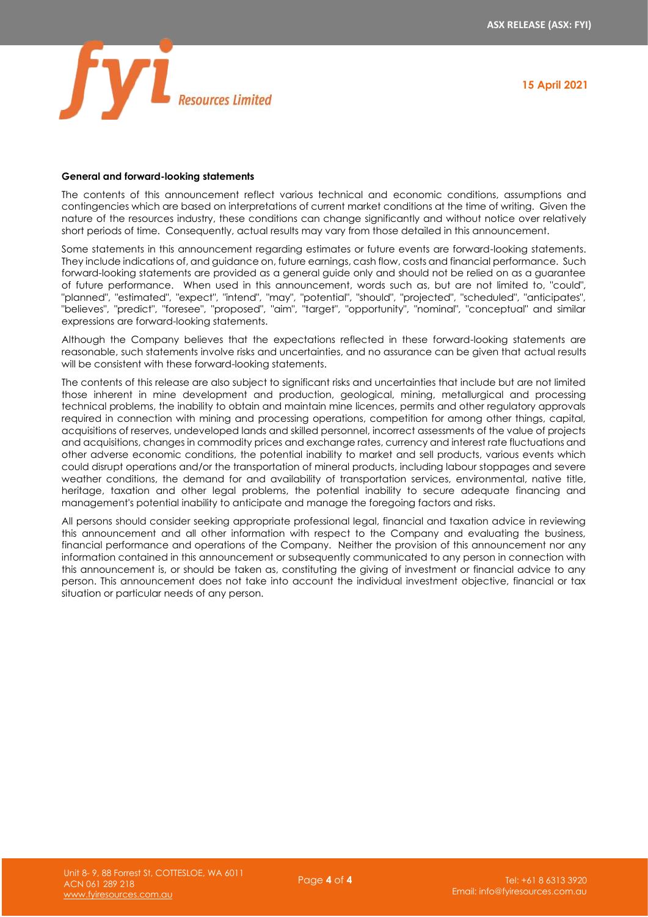#### General and forward-looking statements

The contents of this announcement reflect various technical and economic conditions, assumptions and contingencies which are based on interpretations of current market conditions at the time of writing. Given the nature of the resources industry, these conditions can change significantly and without notice over relatively short periods of time. Consequently, actual results may vary from those detailed in this announcement.

Some statements in this announcement regarding estimates or future events are forward-looking statements. They include indications of, and guidance on, future earnings, cash flow, costs and financial performance. Such forward-looking statements are provided as a general guide only and should not be relied on as a guarantee of future performance. When used in this announcement, words such as, but are not limited to, "could", "planned", "estimated", "expect", "intend", "may", "potential", "should", "projected", "scheduled", "anticipates", "believes", "predict", "foresee", "proposed", "aim", "target", "opportunity", "nominal", "conceptual" and similar expressions are forward-looking statements.

Although the Company believes that the expectations reflected in these forward-looking statements are reasonable, such statements involve risks and uncertainties, and no assurance can be given that actual results will be consistent with these forward-looking statements.

The contents of this release are also subject to significant risks and uncertainties that include but are not limited those inherent in mine development and production, geological, mining, metallurgical and processing technical problems, the inability to obtain and maintain mine licences, permits and other regulatory approvals required in connection with mining and processing operations, competition for among other things, capital, acquisitions of reserves, undeveloped lands and skilled personnel, incorrect assessments of the value of projects and acquisitions, changes in commodity prices and exchange rates, currency and interest rate fluctuations and other adverse economic conditions, the potential inability to market and sell products, various events which could disrupt operations and/or the transportation of mineral products, including labour stoppages and severe weather conditions, the demand for and availability of transportation services, environmental, native title, heritage, taxation and other legal problems, the potential inability to secure adequate financing and management's potential inability to anticipate and manage the foregoing factors and risks.

All persons should consider seeking appropriate professional legal, financial and taxation advice in reviewing this announcement and all other information with respect to the Company and evaluating the business, financial performance and operations of the Company. Neither the provision of this announcement nor any information contained in this announcement or subsequently communicated to any person in connection with this announcement is, or should be taken as, constituting the giving of investment or financial advice to any person. This announcement does not take into account the individual investment objective, financial or tax situation or particular needs of any person.